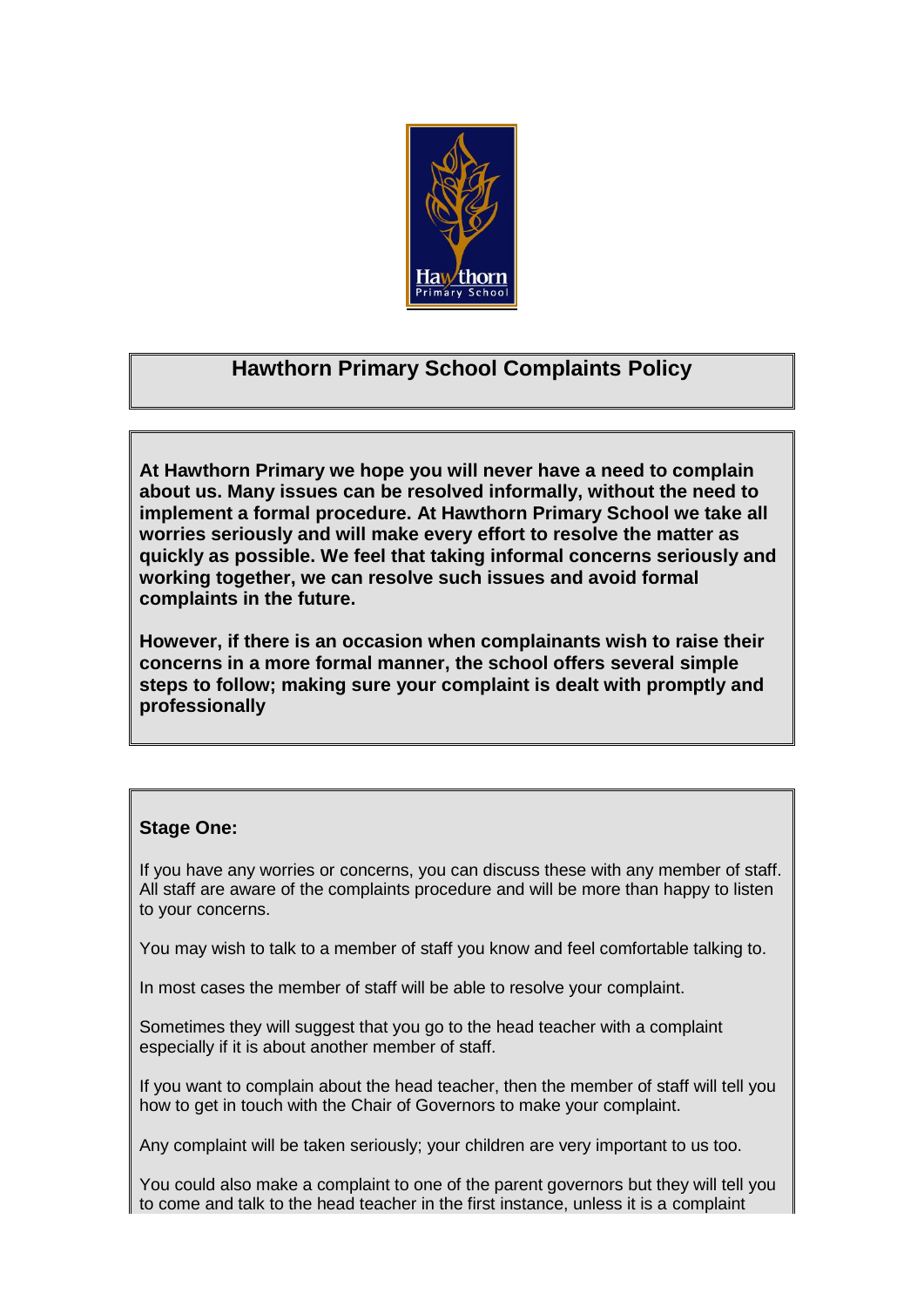# Hawthorn Primary School Complaints Policy

**At Hawthorn Primary we hope you will never have a need to complain about us. Many issues can be resolved informally, without the need to implement a formal procedure. At Hawthorn Primary School we take all worries seriously and will make every effort to resolve the matter as quickly as possible. We feel that taking informal concerns seriously and working together, we can resolve such issues and avoid formal complaints in the future.**

**However, if there is an occasion when complainants wish to raise their concerns in a more formal manner, the school offers several simple steps to follow; making sure your complaint is dealt with promptly and professionally**

### Stage One:

If you have any worries or concerns, you can discuss these with any member of staff. All staff are aware of the complaints procedure and will be more than happy to listen to your concerns.

You may wish to talk to a member of staff you know and feel comfortable talking to.

In most cases the member of staff will be able to resolve your complaint.

Sometimes they will suggest that you go to the head teacher with a complaint especially if it is about another member of staff.

If you want to complain about the head teacher, then the member of staff will tell you how to get in touch with the Chair of Governors to make your complaint.

Any complaint will be taken seriously; your children are very important to us too.

You could also make a complaint to one of the parent governors but they will tell you to come and talk to the head teacher in the first instance, unless it is a complaint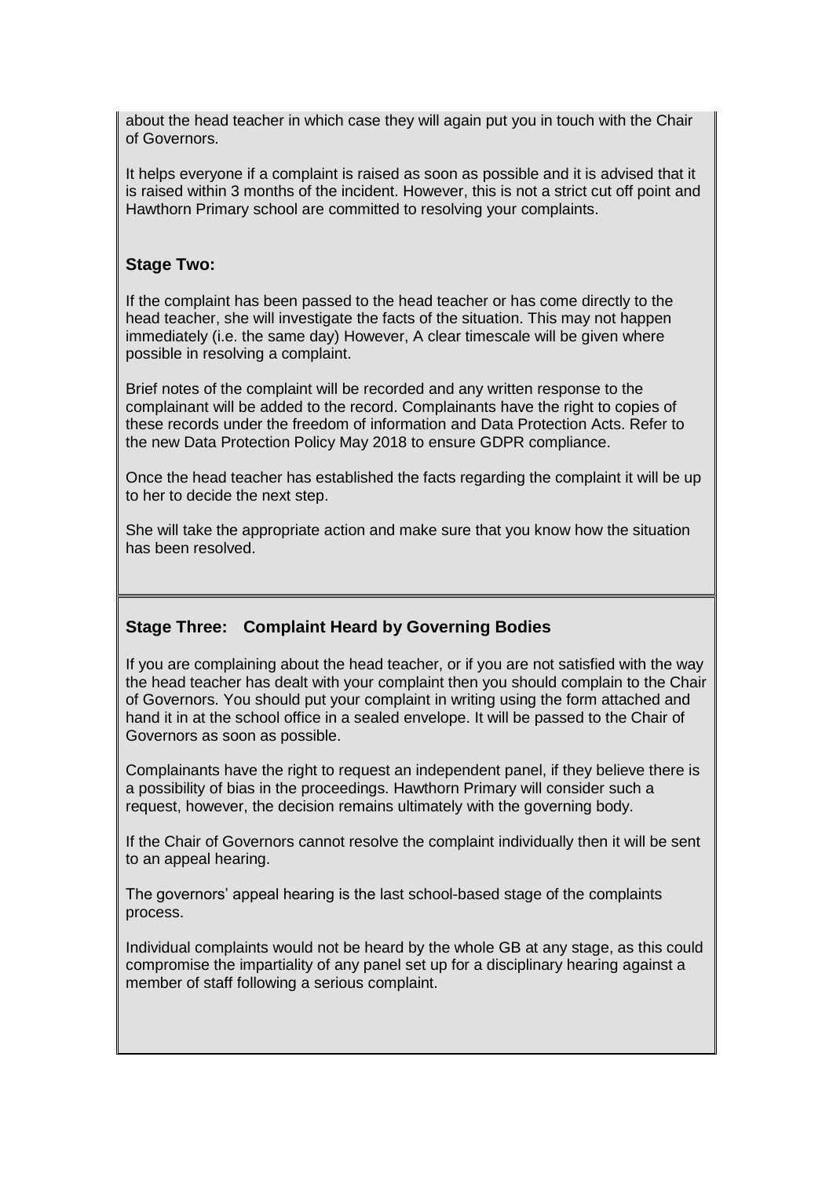about the head teacher in which case they will again put you in touch with the Chair of Governors.

It helps everyone if a complaint is raised as soon as possible and it is advised that it is raised within 3 months of the incident. However, this is not a strict cut off point and Hawthorn Primary school are committed to resolving your complaints.

### Stage Two:

If the complaint has been passed to the head teacher or has come directly to the head teacher, she will investigate the facts of the situation. This may not happen immediately (i.e. the same day) However, A clear timescale will be given where possible in resolving a complaint.

Brief notes of the complaint will be recorded and any written response to the complainant will be added to the record. Complainants have the right to copies of these records under the freedom of information and Data Protection Acts. Refer to the new Data Protection Policy May 2018 to ensure GDPR compliance.

Once the head teacher has established the facts regarding the complaint it will be up to her to decide the next step.

She will take the appropriate action and make sure that you know how the situation has been resolved.

### Stage Three: Complaint Heard by Governing Bodies

If you are complaining about the head teacher, or if you are not satisfied with the way the head teacher has dealt with your complaint then you should complain to the Chair of Governors. You should put your complaint in writing using the form attached and hand it in at the school office in a sealed envelope. It will be passed to the Chair of Governors as soon as possible.

Complainants have the right to request an independent panel, if they believe there is a possibility of bias in the proceedings. Hawthorn Primary will consider such a request, however, the decision remains ultimately with the governing body.

If the Chair of Governors cannot resolve the complaint individually then it will be sent to an appeal hearing.

The governors' appeal hearing is the last school-based stage of the complaints process.

Individual complaints would not be heard by the whole GB at any stage, as this could compromise the impartiality of any panel set up for a disciplinary hearing against a member of staff following a serious complaint.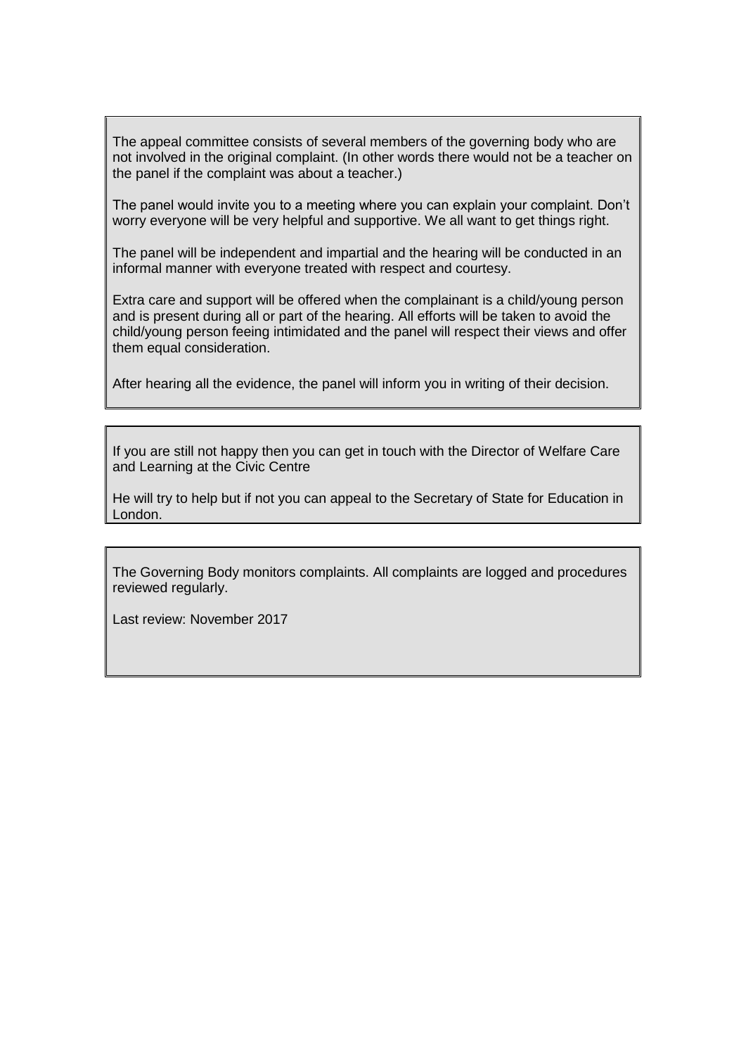The appeal committee consists of several members of the governing body who are not involved in the original complaint. (In other words there would not be a teacher on the panel if the complaint was about a teacher.)

The panel would invite you to a meeting where you can explain your complaint. Don't worry everyone will be very helpful and supportive. We all want to get things right.

The panel will be independent and impartial and the hearing will be conducted in an informal manner with everyone treated with respect and courtesy.

Extra care and support will be offered when the complainant is a child/young person and is present during all or part of the hearing. All efforts will be taken to avoid the child/young person feeing intimidated and the panel will respect their views and offer them equal consideration.

After hearing all the evidence, the panel will inform you in writing of their decision.

---

If you are still not happy then you can get in touch with the Director of Welfare Care and Learning at the Civic Centre

He will try to help but if not you can appeal to the Secretary of State for Education in London.

---

The Governing Body monitors complaints. All complaints are logged and procedures reviewed regularly.

Last review: November 2017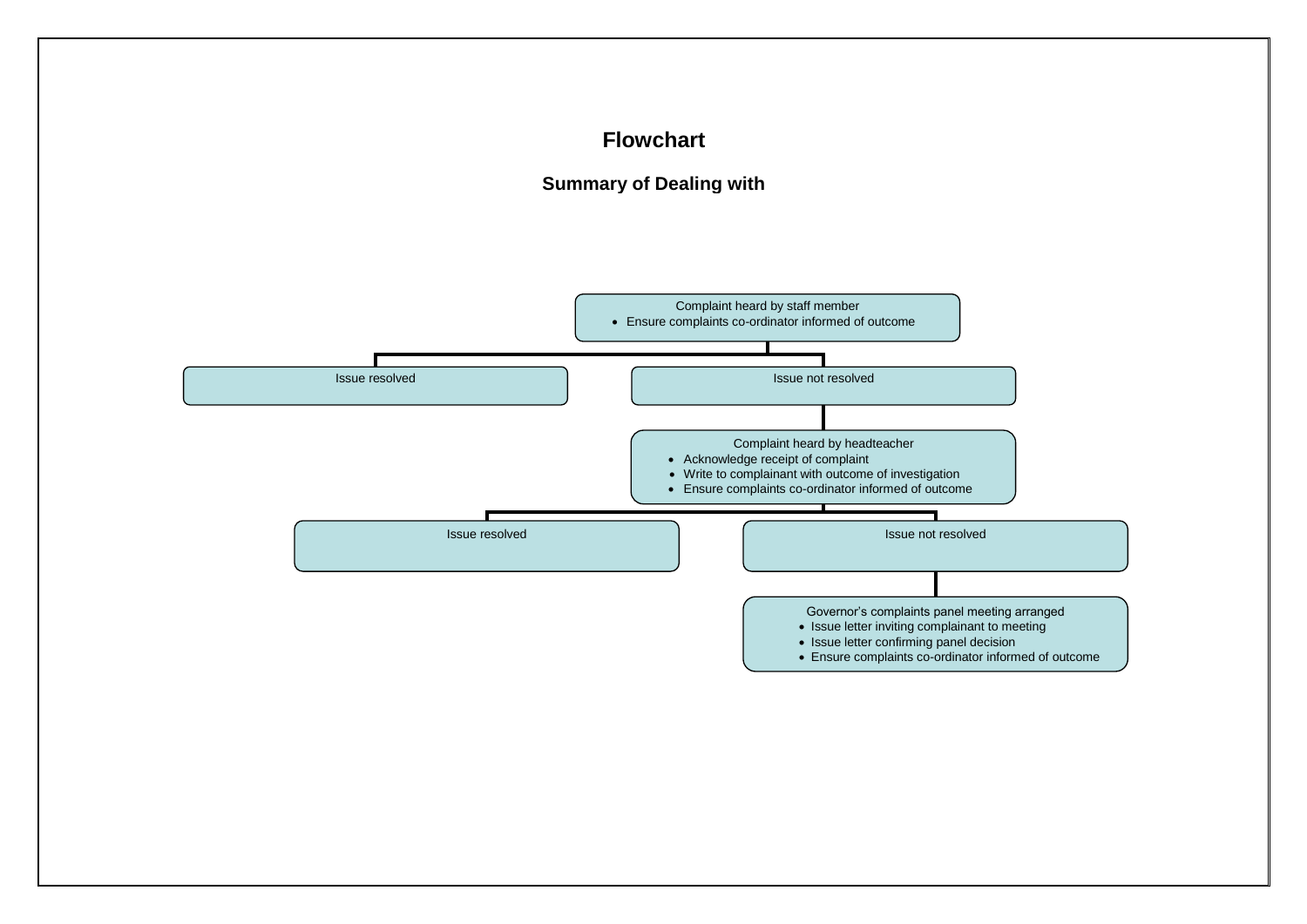# Flowchart

## Summary of Dealing with

**Complaint heard by staff member**
- Ensure complaints co-ordinator informed of outcome

→ Issue resolved

→ Issue not resolved

**Complaint heard by headteacher**
- Acknowledge receipt of complaint
- Write to complainant with outcome of investigation
- Ensure complaints co-ordinator informed of outcome

→ Issue resolved

→ Issue not resolved

**Governor's complaints panel meeting arranged**
- Issue letter inviting complainant to meeting
- Issue letter confirming panel decision
- Ensure complaints co-ordinator informed of outcome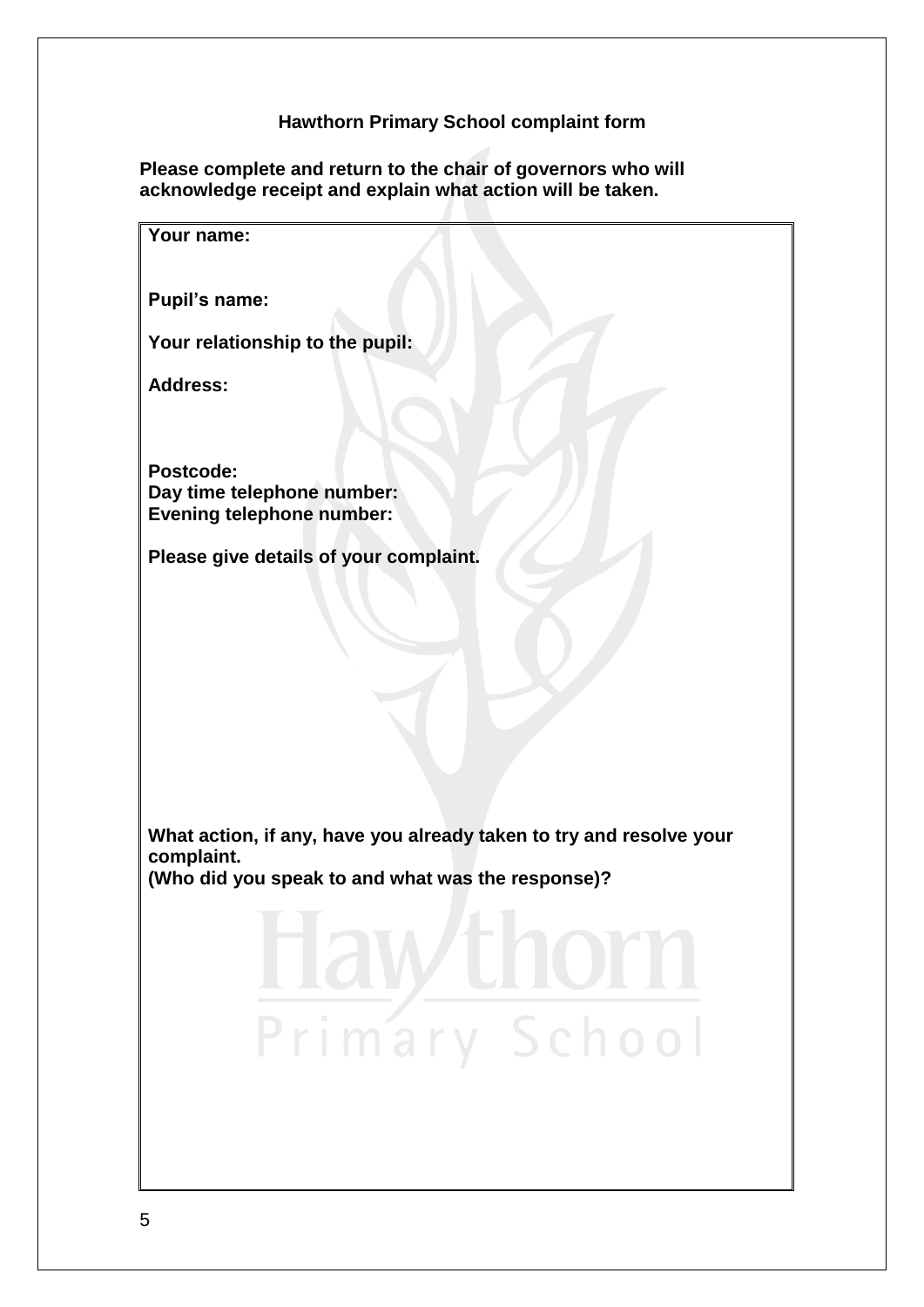**Hawthorn Primary School complaint form**

**Please complete and return to the chair of governors who will acknowledge receipt and explain what action will be taken.**

**Your name:**

**Pupil's name:**

**Your relationship to the pupil:**

**Address:**

**Postcode:**
**Day time telephone number:**
**Evening telephone number:**

**Please give details of your complaint.**

**What action, if any, have you already taken to try and resolve your complaint.**
**(Who did you speak to and what was the response)?**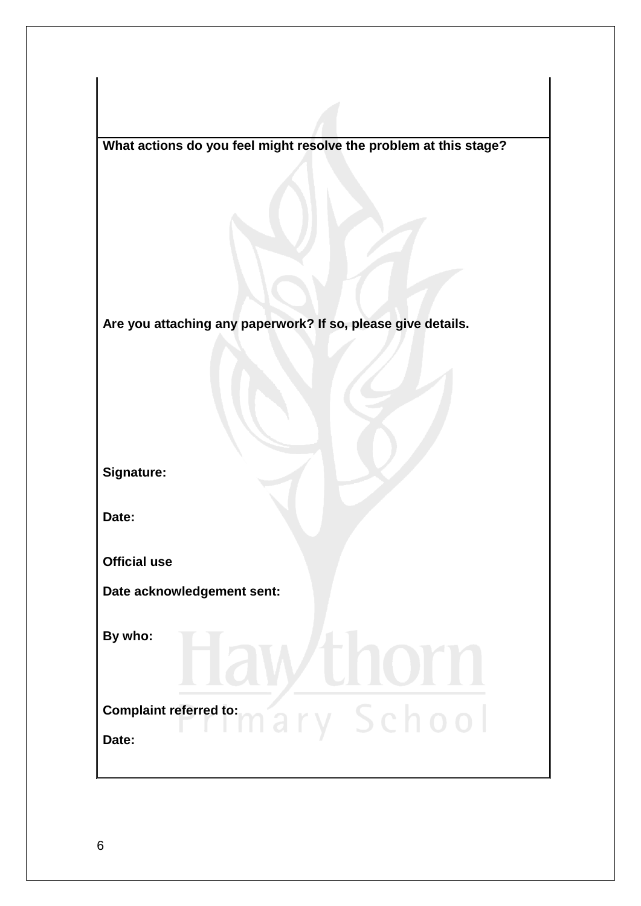**What actions do you feel might resolve the problem at this stage?**

**Are you attaching any paperwork? If so, please give details.**

**Signature:**

**Date:**

**Official use**

**Date acknowledgement sent:**

**By who:**

**Complaint referred to:**

**Date:**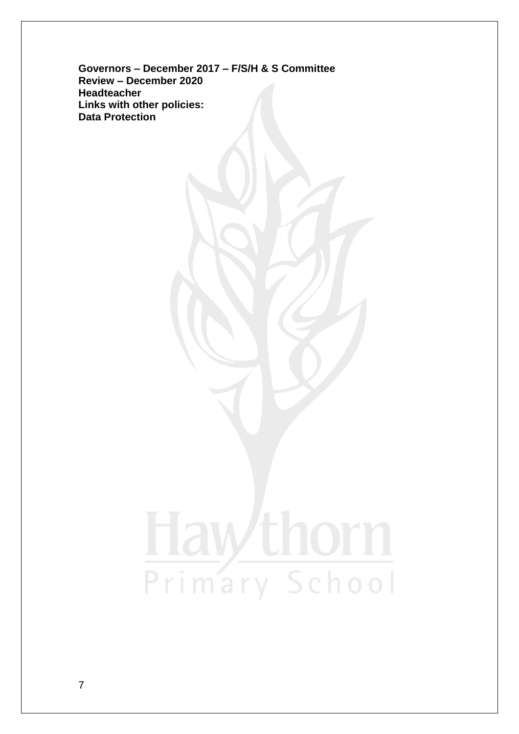**Governors – December 2017 – F/S/H & S Committee**
**Review – December 2020**
**Headteacher**
**Links with other policies:**
**Data Protection**